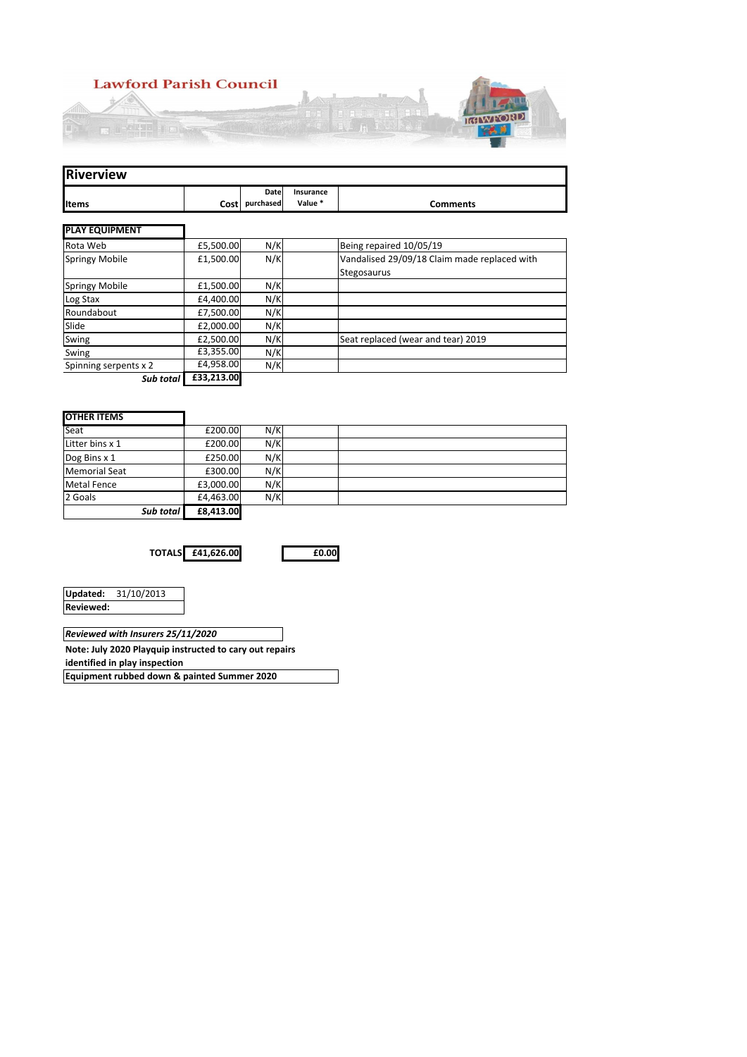# Lawford Parish Council

## Riverview

| Items | Cost | Date purchased | Insurance Value * | Comments |
|---|---|---|---|---|
| **PLAY EQUIPMENT** | | | | |
| Rota Web | £5,500.00 | N/K | | Being repaired 10/05/19 |
| Springy Mobile | £1,500.00 | N/K | | Vandalised 29/09/18 Claim made replaced with Stegosaurus |
| Springy Mobile | £1,500.00 | N/K | | |
| Log Stax | £4,400.00 | N/K | | |
| Roundabout | £7,500.00 | N/K | | |
| Slide | £2,000.00 | N/K | | |
| Swing | £2,500.00 | N/K | | Seat replaced (wear and tear) 2019 |
| Swing | £3,355.00 | N/K | | |
| Spinning serpents x 2 | £4,958.00 | N/K | | |
| ***Sub total*** | **£33,213.00** | | | |
| **OTHER ITEMS** | | | | |
| Seat | £200.00 | N/K | | |
| Litter bins x 1 | £200.00 | N/K | | |
| Dog Bins x 1 | £250.00 | N/K | | |
| Memorial Seat | £300.00 | N/K | | |
| Metal Fence | £3,000.00 | N/K | | |
| 2 Goals | £4,463.00 | N/K | | |
| ***Sub total*** | **£8,413.00** | | | |
| **TOTALS** | **£41,626.00** | | **£0.00** | |

**Updated:** 31/10/2013
**Reviewed:**

***Reviewed with Insurers 25/11/2020***

**Note: July 2020 Playquip instructed to cary out repairs identified in play inspection**

**Equipment rubbed down & painted Summer 2020**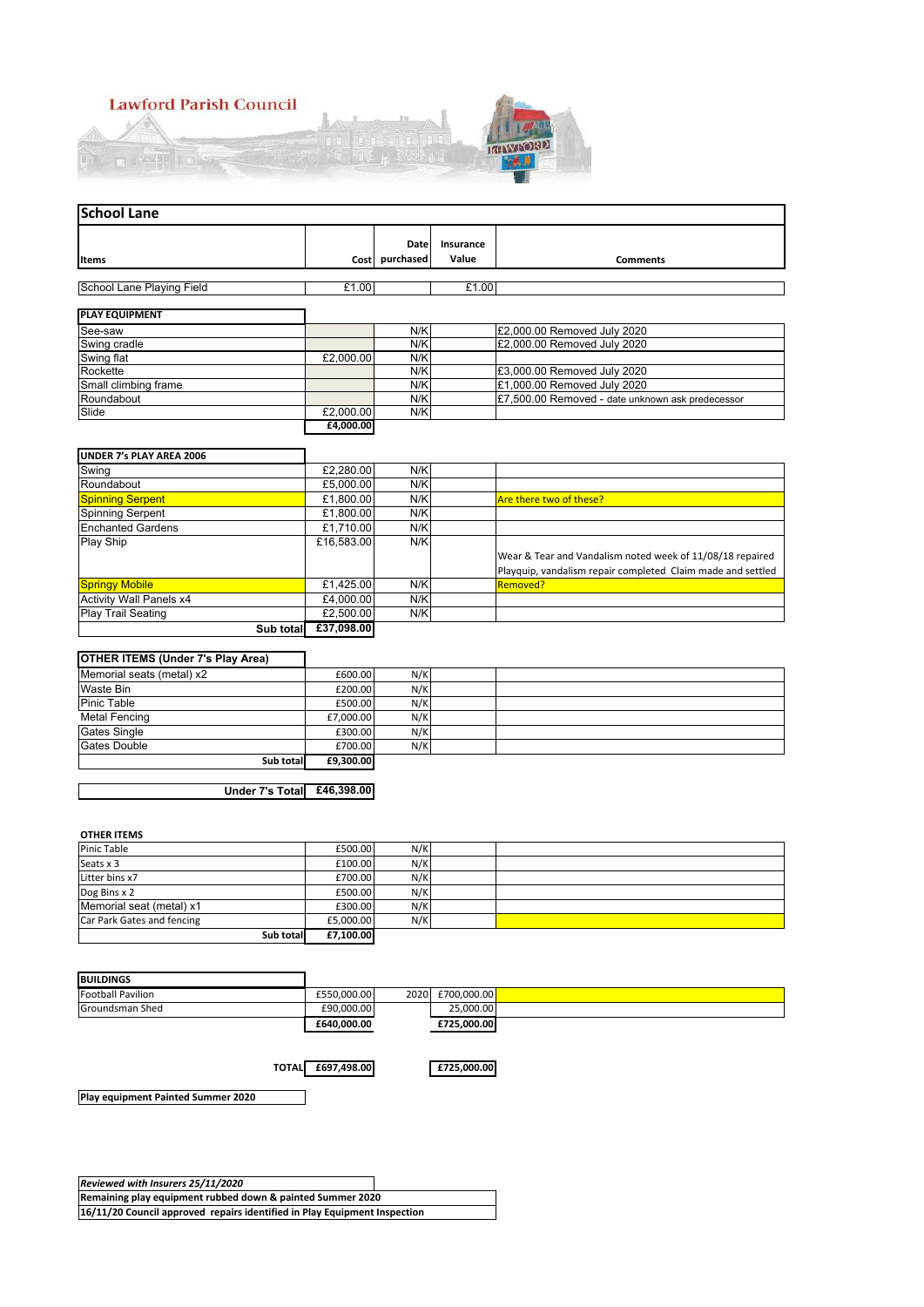Lawford Parish Council

## School Lane

| Items | Cost | Date purchased | Insurance Value | Comments |
|---|---|---|---|---|
| School Lane Playing Field | £1.00 | | £1.00 | |
| **PLAY EQUIPMENT** | | | | |
| See-saw | | N/K | | £2,000.00 Removed July 2020 |
| Swing cradle | | N/K | | £2,000.00 Removed July 2020 |
| Swing flat | £2,000.00 | N/K | | |
| Rockette | | N/K | | £3,000.00 Removed July 2020 |
| Small climbing frame | | N/K | | £1,000.00 Removed July 2020 |
| Roundabout | | N/K | | £7,500.00 Removed - date unknown ask predecessor |
| Slide | £2,000.00 | N/K | | |
| | **£4,000.00** | | | |
| **UNDER 7's PLAY AREA 2006** | | | | |
| Swing | £2,280.00 | N/K | | |
| Roundabout | £5,000.00 | N/K | | |
| Spinning Serpent | £1,800.00 | N/K | | Are there two of these? |
| Spinning Serpent | £1,800.00 | N/K | | |
| Enchanted Gardens | £1,710.00 | N/K | | |
| Play Ship | £16,583.00 | N/K | | Wear & Tear and Vandalism noted week of 11/08/18 repaired Playquip, vandalism repair completed Claim made and settled |
| Springy Mobile | £1,425.00 | N/K | | Removed? |
| Activity Wall Panels x4 | £4,000.00 | N/K | | |
| Play Trail Seating | £2,500.00 | N/K | | |
| **Sub total** | **£37,098.00** | | | |
| **OTHER ITEMS (Under 7's Play Area)** | | | | |
| Memorial seats (metal) x2 | £600.00 | N/K | | |
| Waste Bin | £200.00 | N/K | | |
| Pinic Table | £500.00 | N/K | | |
| Metal Fencing | £7,000.00 | N/K | | |
| Gates Single | £300.00 | N/K | | |
| Gates Double | £700.00 | N/K | | |
| **Sub total** | **£9,300.00** | | | |
| **Under 7's Total** | **£46,398.00** | | | |
| **OTHER ITEMS** | | | | |
| Pinic Table | £500.00 | N/K | | |
| Seats x 3 | £100.00 | N/K | | |
| Litter bins x7 | £700.00 | N/K | | |
| Dog Bins x 2 | £500.00 | N/K | | |
| Memorial seat (metal) x1 | £300.00 | N/K | | |
| Car Park Gates and fencing | £5,000.00 | N/K | | |
| **Sub total** | **£7,100.00** | | | |
| **BUILDINGS** | | | | |
| Football Pavilion | £550,000.00 | 2020 | £700,000.00 | |
| Groundsman Shed | £90,000.00 | | 25,000.00 | |
| | **£640,000.00** | | **£725,000.00** | |
| **TOTAL** | **£697,498.00** | | **£725,000.00** | |

**Play equipment Painted Summer 2020**

***Reviewed with Insurers 25/11/2020***

**Remaining play equipment rubbed down & painted Summer 2020**

**16/11/20 Council approved repairs identified in Play Equipment Inspection**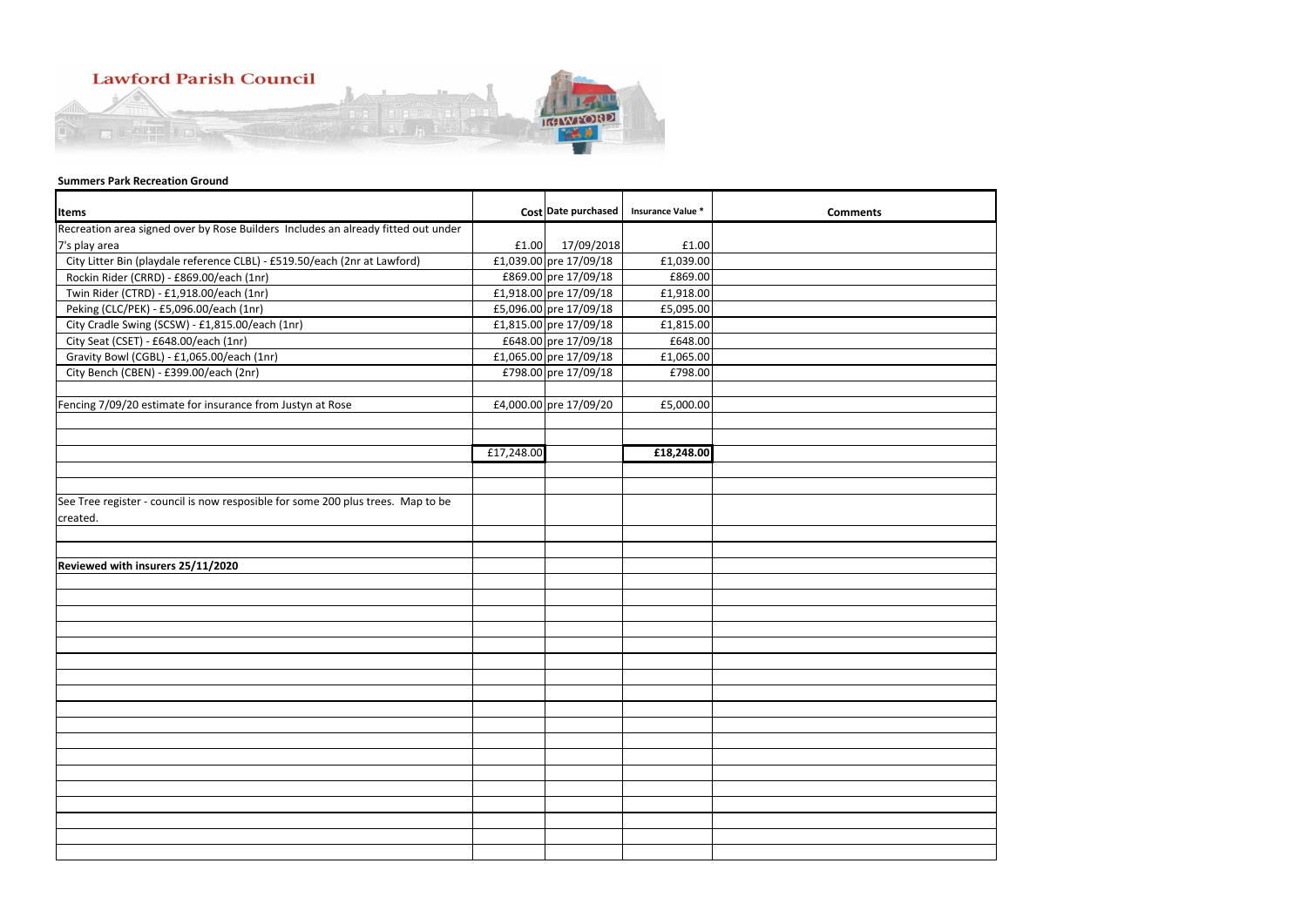Lawford Parish Council

**Summers Park Recreation Ground**

| Items | Cost | Date purchased | Insurance Value * | Comments |
|---|---|---|---|---|
| Recreation area signed over by Rose Builders Includes an already fitted out under 7's play area | £1.00 | 17/09/2018 | £1.00 | |
| City Litter Bin (playdale reference CLBL) - £519.50/each (2nr at Lawford) | £1,039.00 | pre 17/09/18 | £1,039.00 | |
| Rockin Rider (CRRD) - £869.00/each (1nr) | £869.00 | pre 17/09/18 | £869.00 | |
| Twin Rider (CTRD) - £1,918.00/each (1nr) | £1,918.00 | pre 17/09/18 | £1,918.00 | |
| Peking (CLC/PEK) - £5,096.00/each (1nr) | £5,096.00 | pre 17/09/18 | £5,095.00 | |
| City Cradle Swing (SCSW) - £1,815.00/each (1nr) | £1,815.00 | pre 17/09/18 | £1,815.00 | |
| City Seat (CSET) - £648.00/each (1nr) | £648.00 | pre 17/09/18 | £648.00 | |
| Gravity Bowl (CGBL) - £1,065.00/each (1nr) | £1,065.00 | pre 17/09/18 | £1,065.00 | |
| City Bench (CBEN) - £399.00/each (2nr) | £798.00 | pre 17/09/18 | £798.00 | |
| | | | | |
| Fencing 7/09/20 estimate for insurance from Justyn at Rose | £4,000.00 | pre 17/09/20 | £5,000.00 | |
| | | | | |
| | | | | |
| | £17,248.00 | | **£18,248.00** | |
| | | | | |
| | | | | |
| See Tree register - council is now resposible for some 200 plus trees. Map to be created. | | | | |
| | | | | |
| | | | | |
| **Reviewed with insurers 25/11/2020** | | | | |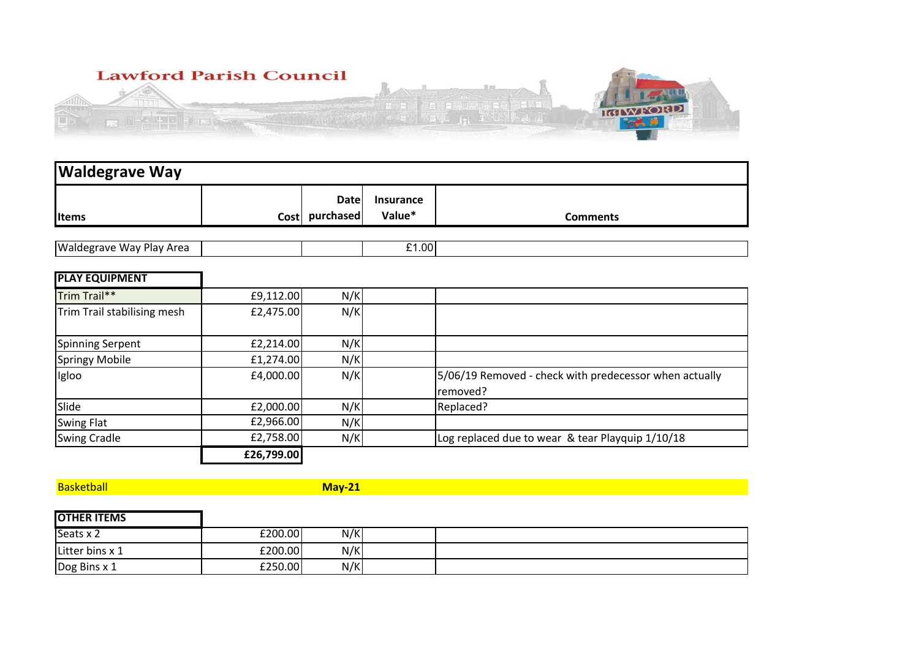Lawford Parish Council

## Waldegrave Way

| Items | Cost | Date purchased | Insurance Value* | Comments |
|---|---|---|---|---|
| Waldegrave Way Play Area | | | £1.00 | |
| **PLAY EQUIPMENT** | | | | |
| Trim Trail** | £9,112.00 | N/K | | |
| Trim Trail stabilising mesh | £2,475.00 | N/K | | |
| Spinning Serpent | £2,214.00 | N/K | | |
| Springy Mobile | £1,274.00 | N/K | | |
| Igloo | £4,000.00 | N/K | | 5/06/19 Removed - check with predecessor when actually removed? |
| Slide | £2,000.00 | N/K | | Replaced? |
| Swing Flat | £2,966.00 | N/K | | |
| Swing Cradle | £2,758.00 | N/K | | Log replaced due to wear & tear Playquip 1/10/18 |
| | **£26,799.00** | | | |
| Basketball | | **May-21** | | |
| **OTHER ITEMS** | | | | |
| Seats x 2 | £200.00 | N/K | | |
| Litter bins x 1 | £200.00 | N/K | | |
| Dog Bins x 1 | £250.00 | N/K | | |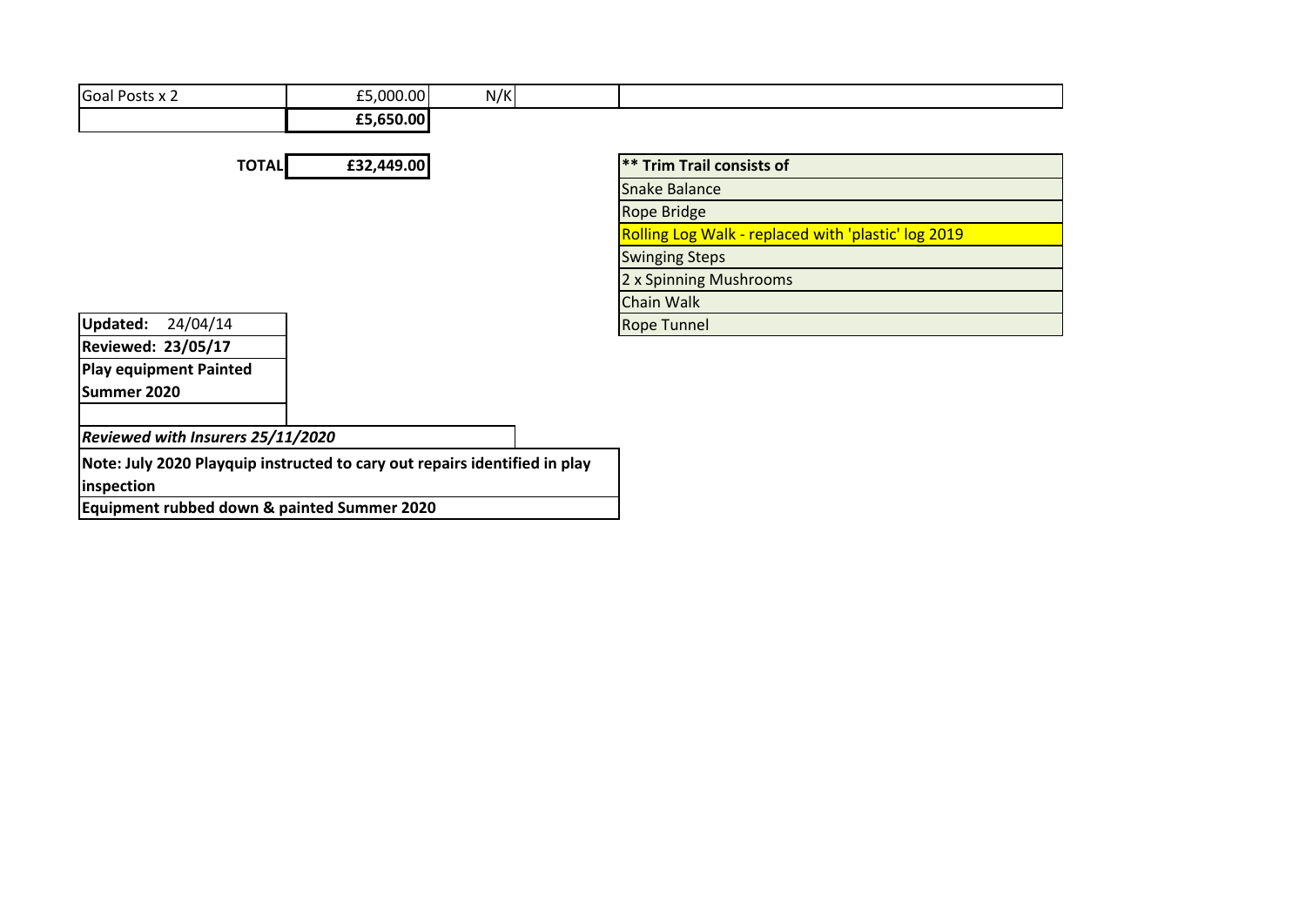| | | | | |
|---|---|---|---|---|
| Goal Posts x 2 | £5,000.00 | N/K | | |
| | **£5,650.00** | | | |

| | |
|---|---|
| **TOTAL** | **£32,449.00** |

| **** Trim Trail consists of** |
|---|
| Snake Balance |
| Rope Bridge |
| Rolling Log Walk - replaced with 'plastic' log 2019 |
| Swinging Steps |
| 2 x Spinning Mushrooms |
| Chain Walk |
| Rope Tunnel |

**Updated:** 24/04/14

**Reviewed: 23/05/17**

**Play equipment Painted Summer 2020**

***Reviewed with Insurers 25/11/2020***

**Note: July 2020 Playquip instructed to cary out repairs identified in play inspection**

**Equipment rubbed down & painted Summer 2020**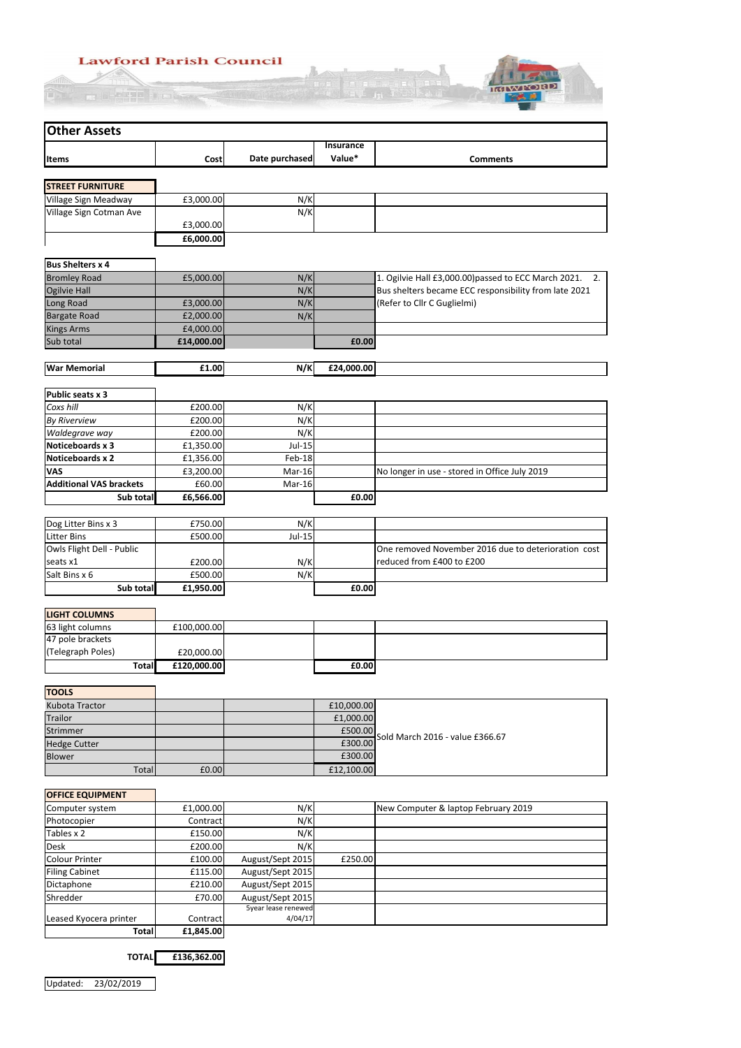Lawford Parish Council

## Other Assets

| Items | Cost | Date purchased | Insurance Value* | Comments |
|---|---|---|---|---|
| **STREET FURNITURE** | | | | |
| Village Sign Meadway | £3,000.00 | N/K | | |
| Village Sign Cotman Ave | £3,000.00 | N/K | | |
| | **£6,000.00** | | | |
| **Bus Shelters x 4** | | | | |
| Bromley Road | £5,000.00 | N/K | | 1. Ogilvie Hall £3,000.00)passed to ECC March 2021. 2. Bus shelters became ECC responsibility from late 2021 (Refer to Cllr C Guglielmi) |
| Ogilvie Hall | | N/K | | |
| Long Road | £3,000.00 | N/K | | |
| Bargate Road | £2,000.00 | N/K | | |
| Kings Arms | £4,000.00 | | | |
| Sub total | **£14,000.00** | | **£0.00** | |
| **War Memorial** | **£1.00** | **N/K** | **£24,000.00** | |
| **Public seats x 3** | | | | |
| *Coxs hill* | £200.00 | N/K | | |
| *By Riverview* | £200.00 | N/K | | |
| *Waldegrave way* | £200.00 | N/K | | |
| **Noticeboards x 3** | £1,350.00 | Jul-15 | | |
| **Noticeboards x 2** | £1,356.00 | Feb-18 | | |
| **VAS** | £3,200.00 | Mar-16 | | No longer in use - stored in Office July 2019 |
| **Additional VAS brackets** | £60.00 | Mar-16 | | |
| **Sub total** | **£6,566.00** | | **£0.00** | |
| Dog Litter Bins x 3 | £750.00 | N/K | | |
| Litter Bins | £500.00 | Jul-15 | | |
| Owls Flight Dell - Public seats x1 | £200.00 | N/K | | One removed November 2016 due to deterioration cost reduced from £400 to £200 |
| Salt Bins x 6 | £500.00 | N/K | | |
| **Sub total** | **£1,950.00** | | **£0.00** | |
| **LIGHT COLUMNS** | | | | |
| 63 light columns | £100,000.00 | | | |
| 47 pole brackets (Telegraph Poles) | £20,000.00 | | | |
| **Total** | **£120,000.00** | | **£0.00** | |
| **TOOLS** | | | | |
| Kubota Tractor | | | £10,000.00 | Sold March 2016 - value £366.67 |
| Trailor | | | £1,000.00 | |
| Strimmer | | | £500.00 | |
| Hedge Cutter | | | £300.00 | |
| Blower | | | £300.00 | |
| Total | £0.00 | | £12,100.00 | |
| **OFFICE EQUIPMENT** | | | | |
| Computer system | £1,000.00 | N/K | | New Computer & laptop February 2019 |
| Photocopier | Contract | N/K | | |
| Tables x 2 | £150.00 | N/K | | |
| Desk | £200.00 | N/K | | |
| Colour Printer | £100.00 | August/Sept 2015 | £250.00 | |
| Filing Cabinet | £115.00 | August/Sept 2015 | | |
| Dictaphone | £210.00 | August/Sept 2015 | | |
| Shredder | £70.00 | August/Sept 2015 | | |
| Leased Kyocera printer | Contract | 5year lease renewed 4/04/17 | | |
| **Total** | **£1,845.00** | | | |
| **TOTAL** | **£136,362.00** | | | |

Updated: 23/02/2019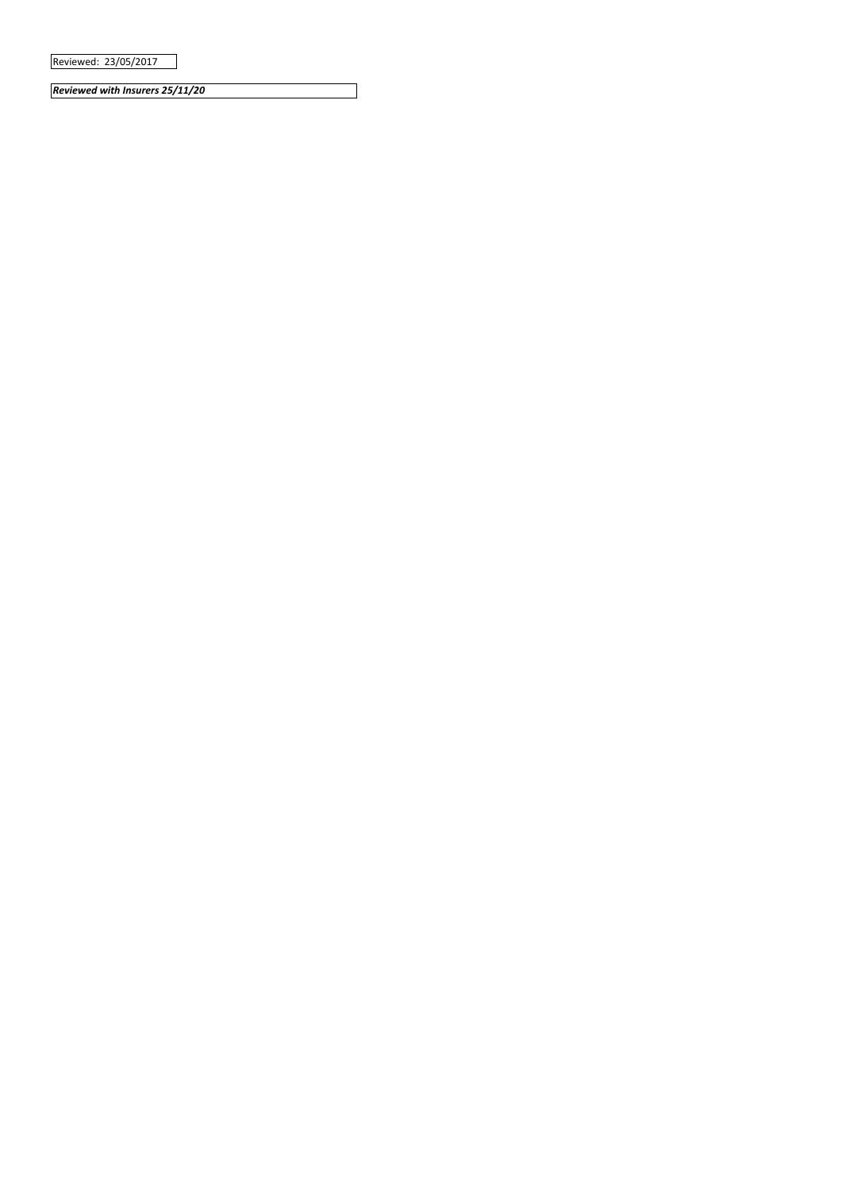Reviewed: 23/05/2017

***Reviewed with Insurers 25/11/20***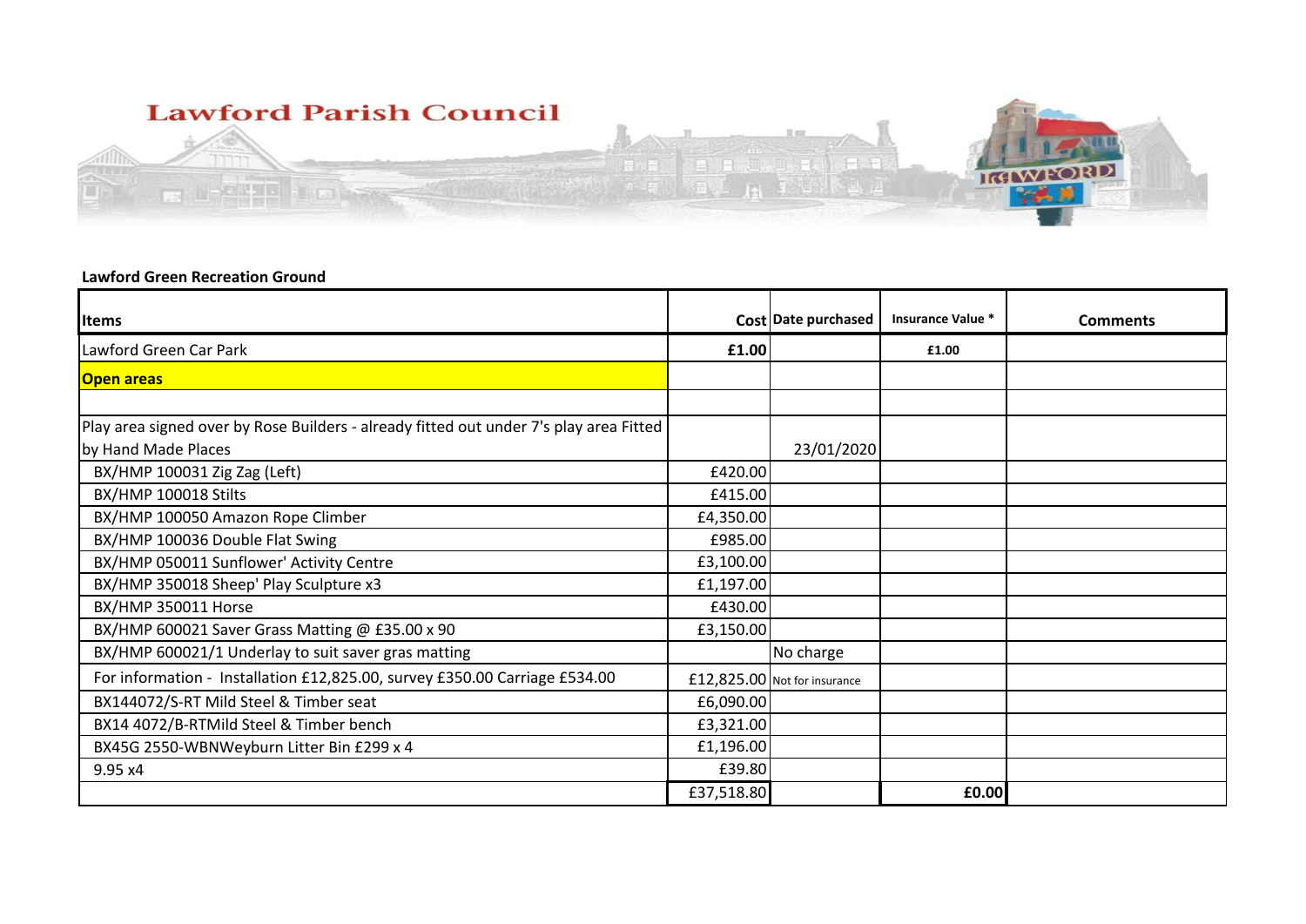# Lawford Parish Council

**Lawford Green Recreation Ground**

| Items | Cost | Date purchased | Insurance Value * | Comments |
|---|---|---|---|---|
| Lawford Green Car Park | **£1.00** | | **£1.00** | |
| **Open areas** | | | | |
| | | | | |
| Play area signed over by Rose Builders - already fitted out under 7's play area Fitted by Hand Made Places | | 23/01/2020 | | |
| BX/HMP 100031 Zig Zag (Left) | £420.00 | | | |
| BX/HMP 100018 Stilts | £415.00 | | | |
| BX/HMP 100050 Amazon Rope Climber | £4,350.00 | | | |
| BX/HMP 100036 Double Flat Swing | £985.00 | | | |
| BX/HMP 050011 Sunflower' Activity Centre | £3,100.00 | | | |
| BX/HMP 350018 Sheep' Play Sculpture x3 | £1,197.00 | | | |
| BX/HMP 350011 Horse | £430.00 | | | |
| BX/HMP 600021 Saver Grass Matting @ £35.00 x 90 | £3,150.00 | | | |
| BX/HMP 600021/1 Underlay to suit saver gras matting | | No charge | | |
| For information - Installation £12,825.00, survey £350.00 Carriage £534.00 | £12,825.00 | Not for insurance | | |
| BX144072/S-RT Mild Steel & Timber seat | £6,090.00 | | | |
| BX14 4072/B-RTMild Steel & Timber bench | £3,321.00 | | | |
| BX45G 2550-WBNWeyburn Litter Bin £299 x 4 | £1,196.00 | | | |
| 9.95 x4 | £39.80 | | | |
| | £37,518.80 | | **£0.00** | |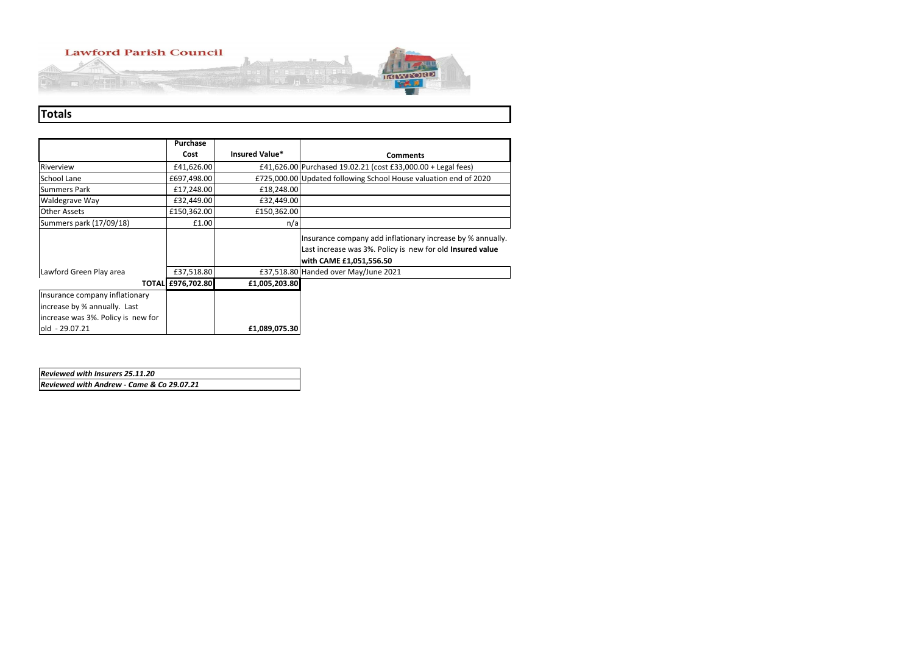Lawford Parish Council

## Totals

| | Purchase Cost | Insured Value* | Comments |
|---|---|---|---|
| Riverview | £41,626.00 | £41,626.00 | Purchased 19.02.21 (cost £33,000.00 + Legal fees) |
| School Lane | £697,498.00 | £725,000.00 | Updated following School House valuation end of 2020 |
| Summers Park | £17,248.00 | £18,248.00 | |
| Waldegrave Way | £32,449.00 | £32,449.00 | |
| Other Assets | £150,362.00 | £150,362.00 | |
| Summers park (17/09/18) | £1.00 | n/a | |
| | | | Insurance company add inflationary increase by % annually. Last increase was 3%. Policy is new for old **Insured value with CAME £1,051,556.50** |
| Lawford Green Play area | £37,518.80 | £37,518.80 | Handed over May/June 2021 |
| **TOTAL** | **£976,702.80** | **£1,005,203.80** | |
| Insurance company inflationary increase by % annually. Last increase was 3%. Policy is new for old - 29.07.21 | | **£1,089,075.30** | |

| |
|---|
| ***Reviewed with Insurers 25.11.20*** |
| ***Reviewed with Andrew - Came & Co 29.07.21*** |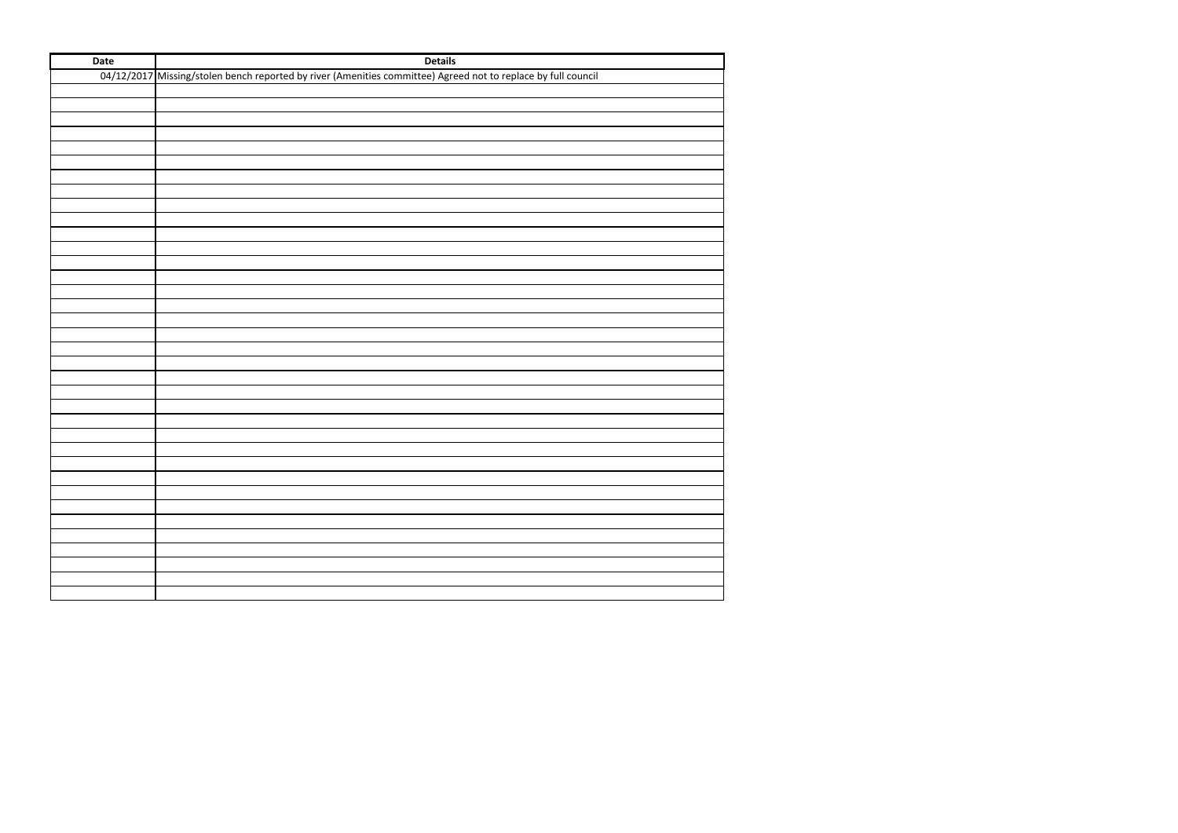| Date | Details |
| --- | --- |
| 04/12/2017 | Missing/stolen bench reported by river (Amenities committee) Agreed not to replace by full council |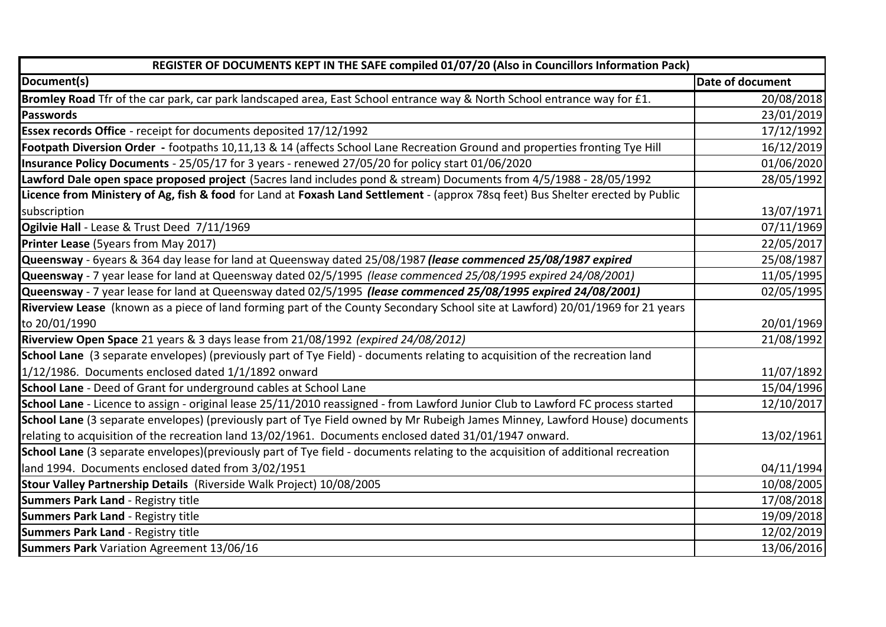| REGISTER OF DOCUMENTS KEPT IN THE SAFE compiled 01/07/20 (Also in Councillors Information Pack) | |
|---|---|
| **Document(s)** | **Date of document** |
| **Bromley Road** Tfr of the car park, car park landscaped area, East School entrance way & North School entrance way for £1. | 20/08/2018 |
| **Passwords** | 23/01/2019 |
| **Essex records Office** - receipt for documents deposited 17/12/1992 | 17/12/1992 |
| **Footpath Diversion Order** - footpaths 10,11,13 & 14 (affects School Lane Recreation Ground and properties fronting Tye Hill | 16/12/2019 |
| **Insurance Policy Documents** - 25/05/17 for 3 years - renewed 27/05/20 for policy start 01/06/2020 | 01/06/2020 |
| **Lawford Dale open space proposed project** (5acres land includes pond & stream) Documents from 4/5/1988 - 28/05/1992 | 28/05/1992 |
| **Licence from Ministery of Ag, fish & food** for Land at **Foxash Land Settlement** - (approx 78sq feet) Bus Shelter erected by Public subscription | 13/07/1971 |
| **Ogilvie Hall** - Lease & Trust Deed 7/11/1969 | 07/11/1969 |
| **Printer Lease** (5years from May 2017) | 22/05/2017 |
| **Queensway** - 6years & 364 day lease for land at Queensway dated 25/08/1987 ***(lease commenced 25/08/1987 expired*** | 25/08/1987 |
| **Queensway** - 7 year lease for land at Queensway dated 02/5/1995 *(lease commenced 25/08/1995 expired 24/08/2001)* | 11/05/1995 |
| **Queensway** - 7 year lease for land at Queensway dated 02/5/1995 ***(lease commenced 25/08/1995 expired 24/08/2001)*** | 02/05/1995 |
| **Riverview Lease** (known as a piece of land forming part of the County Secondary School site at Lawford) 20/01/1969 for 21 years to 20/01/1990 | 20/01/1969 |
| **Riverview Open Space** 21 years & 3 days lease from 21/08/1992 *(expired 24/08/2012)* | 21/08/1992 |
| **School Lane** (3 separate envelopes) (previously part of Tye Field) - documents relating to acquisition of the recreation land 1/12/1986. Documents enclosed dated 1/1/1892 onward | 11/07/1892 |
| **School Lane** - Deed of Grant for underground cables at School Lane | 15/04/1996 |
| **School Lane** - Licence to assign - original lease 25/11/2010 reassigned - from Lawford Junior Club to Lawford FC process started | 12/10/2017 |
| **School Lane** (3 separate envelopes) (previously part of Tye Field owned by Mr Rubeigh James Minney, Lawford House) documents relating to acquisition of the recreation land 13/02/1961. Documents enclosed dated 31/01/1947 onward. | 13/02/1961 |
| **School Lane** (3 separate envelopes)(previously part of Tye field - documents relating to the acquisition of additional recreation land 1994. Documents enclosed dated from 3/02/1951 | 04/11/1994 |
| **Stour Valley Partnership Details** (Riverside Walk Project) 10/08/2005 | 10/08/2005 |
| **Summers Park Land** - Registry title | 17/08/2018 |
| **Summers Park Land** - Registry title | 19/09/2018 |
| **Summers Park Land** - Registry title | 12/02/2019 |
| **Summers Park** Variation Agreement 13/06/16 | 13/06/2016 |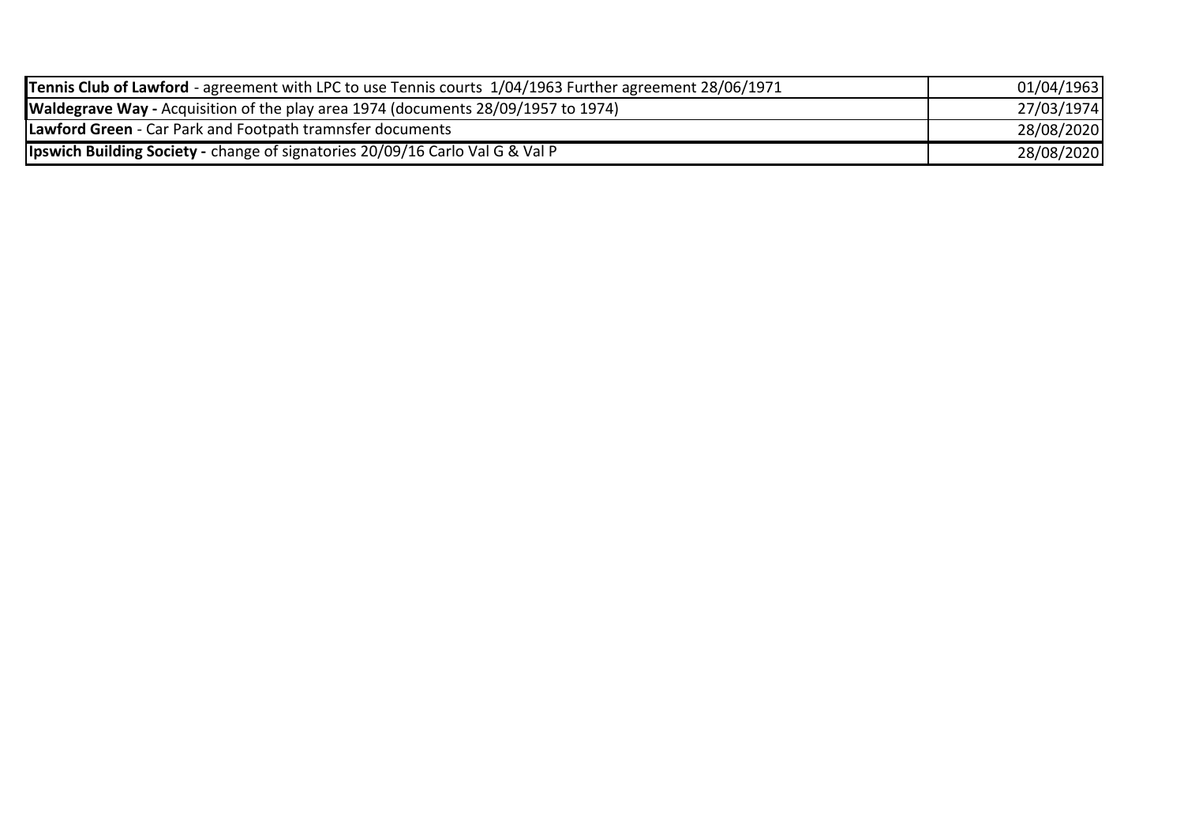| | |
|---|---|
| **Tennis Club of Lawford** - agreement with LPC to use Tennis courts 1/04/1963 Further agreement 28/06/1971 | 01/04/1963 |
| **Waldegrave Way -** Acquisition of the play area 1974 (documents 28/09/1957 to 1974) | 27/03/1974 |
| **Lawford Green** - Car Park and Footpath tramnsfer documents | 28/08/2020 |
| **Ipswich Building Society -** change of signatories 20/09/16 Carlo Val G & Val P | 28/08/2020 |